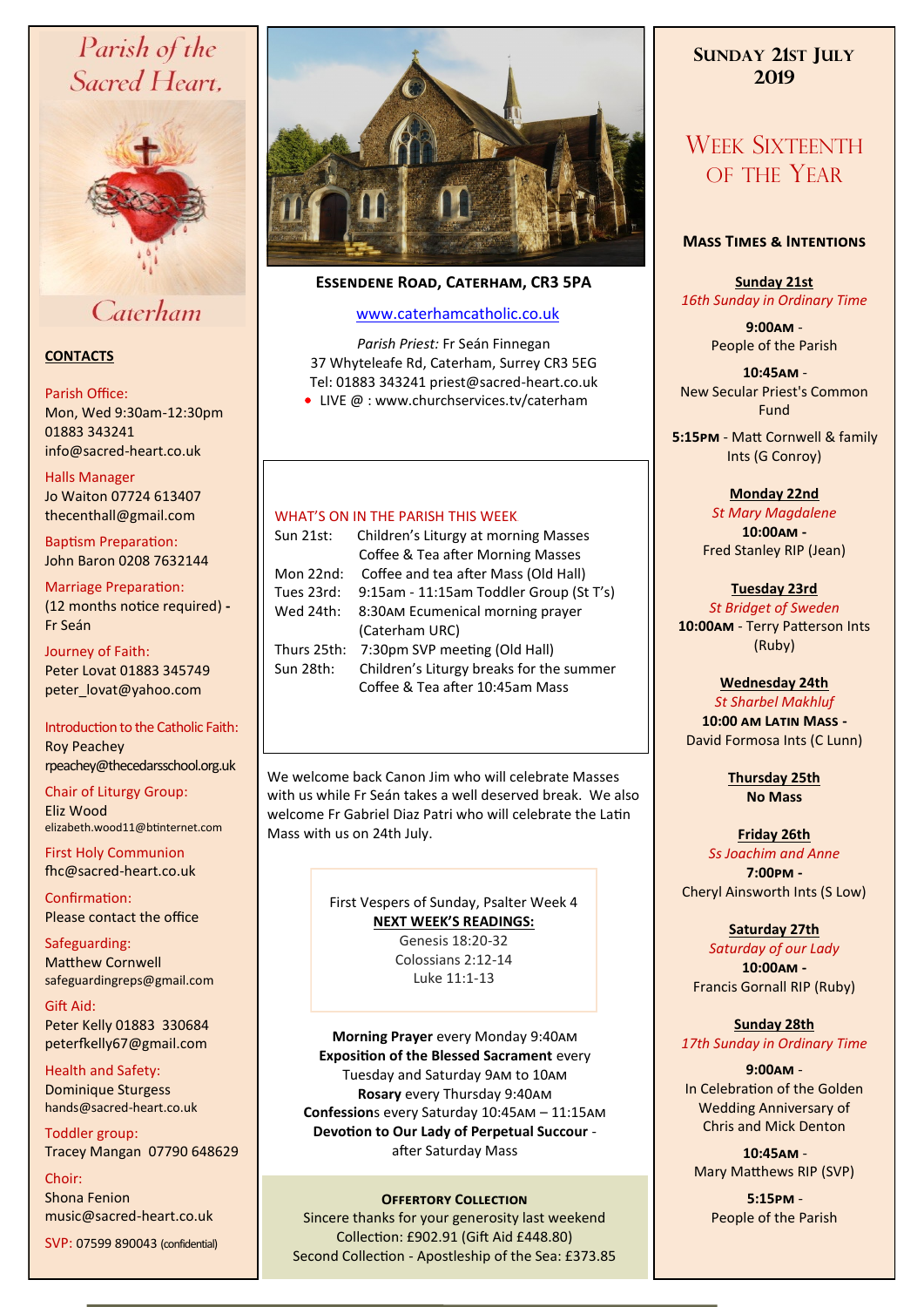# Parish of the Sacred Heart, Caterham

## CONTACTS

Parish Office:
Mon, Wed 9:30am-12:30pm
01883 343241
info@sacred-heart.co.uk

Halls Manager
Jo Waiton 07724 613407
thecenthall@gmail.com

Baptism Preparation:
John Baron 0208 7632144

Marriage Preparation:
(12 months notice required) - Fr Seán

Journey of Faith:
Peter Lovat 01883 345749
peter_lovat@yahoo.com

Introduction to the Catholic Faith:
Roy Peachey
rpeachey@thecedarsschool.org.uk

Chair of Liturgy Group:
Eliz Wood
elizabeth.wood11@btinternet.com

First Holy Communion
fhc@sacred-heart.co.uk

Confirmation:
Please contact the office

Safeguarding:
Matthew Cornwell
safeguardingreps@gmail.com

Gift Aid:
Peter Kelly 01883 330684
peterfkelly67@gmail.com

Health and Safety:
Dominique Sturgess
hands@sacred-heart.co.uk

Toddler group:
Tracey Mangan 07790 648629

Choir:
Shona Fenion
music@sacred-heart.co.uk

SVP: 07599 890043 (confidential)

**ESSENDENE ROAD, CATERHAM, CR3 5PA**

www.caterhamcatholic.co.uk

*Parish Priest:* Fr Seán Finnegan
37 Whyteleafe Rd, Caterham, Surrey CR3 5EG
Tel: 01883 343241 priest@sacred-heart.co.uk

- LIVE @ : www.churchservices.tv/caterham

### WHAT'S ON IN THE PARISH THIS WEEK

| | |
|---|---|
| Sun 21st: | Children's Liturgy at morning Masses<br>Coffee & Tea after Morning Masses |
| Mon 22nd: | Coffee and tea after Mass (Old Hall) |
| Tues 23rd: | 9:15am - 11:15am Toddler Group (St T's) |
| Wed 24th: | 8:30AM Ecumenical morning prayer (Caterham URC) |
| Thurs 25th: | 7:30pm SVP meeting (Old Hall) |
| Sun 28th: | Children's Liturgy breaks for the summer<br>Coffee & Tea after 10:45am Mass |

We welcome back Canon Jim who will celebrate Masses with us while Fr Seán takes a well deserved break. We also welcome Fr Gabriel Diaz Patri who will celebrate the Latin Mass with us on 24th July.

First Vespers of Sunday, Psalter Week 4

**NEXT WEEK'S READINGS:**
Genesis 18:20-32
Colossians 2:12-14
Luke 11:1-13

**Morning Prayer** every Monday 9:40AM
**Exposition of the Blessed Sacrament** every Tuesday and Saturday 9AM to 10AM
**Rosary** every Thursday 9:40AM
**Confessions** every Saturday 10:45AM – 11:15AM
**Devotion to Our Lady of Perpetual Succour** - after Saturday Mass

### OFFERTORY COLLECTION

Sincere thanks for your generosity last weekend
Collection: £902.91 (Gift Aid £448.80)
Second Collection - Apostleship of the Sea: £373.85

## SUNDAY 21ST JULY 2019

## WEEK SIXTEENTH OF THE YEAR

### MASS TIMES & INTENTIONS

**Sunday 21st**
*16th Sunday in Ordinary Time*

**9:00AM** - People of the Parish

**10:45AM** - New Secular Priest's Common Fund

**5:15PM** - Matt Cornwell & family Ints (G Conroy)

**Monday 22nd**
*St Mary Magdalene*
**10:00AM** - Fred Stanley RIP (Jean)

**Tuesday 23rd**
*St Bridget of Sweden*
**10:00AM** - Terry Patterson Ints (Ruby)

**Wednesday 24th**
*St Sharbel Makhluf*
**10:00 AM LATIN MASS** - David Formosa Ints (C Lunn)

**Thursday 25th**
**No Mass**

**Friday 26th**
*Ss Joachim and Anne*
**7:00PM** - Cheryl Ainsworth Ints (S Low)

**Saturday 27th**
*Saturday of our Lady*
**10:00AM** - Francis Gornall RIP (Ruby)

**Sunday 28th**
*17th Sunday in Ordinary Time*

**9:00AM** - In Celebration of the Golden Wedding Anniversary of Chris and Mick Denton

**10:45AM** - Mary Matthews RIP (SVP)

**5:15PM** - People of the Parish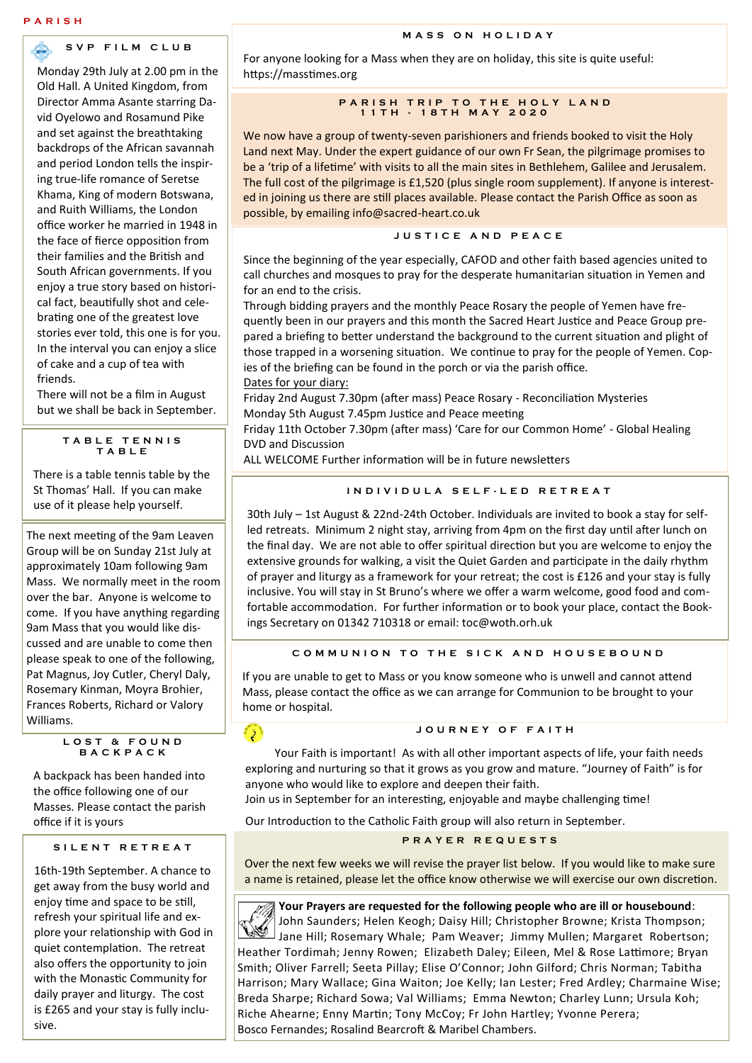PARISH

## SVP FILM CLUB

Monday 29th July at 2.00 pm in the Old Hall. A United Kingdom, from Director Amma Asante starring David Oyelowo and Rosamund Pike and set against the breathtaking backdrops of the African savannah and period London tells the inspiring true-life romance of Seretse Khama, King of modern Botswana, and Ruith Williams, the London office worker he married in 1948 in the face of fierce opposition from their families and the British and South African governments. If you enjoy a true story based on historical fact, beautifully shot and celebrating one of the greatest love stories ever told, this one is for you. In the interval you can enjoy a slice of cake and a cup of tea with friends.

There will not be a film in August but we shall be back in September.

## TABLE TENNIS TABLE

There is a table tennis table by the St Thomas' Hall. If you can make use of it please help yourself.

The next meeting of the 9am Leaven Group will be on Sunday 21st July at approximately 10am following 9am Mass. We normally meet in the room over the bar. Anyone is welcome to come. If you have anything regarding 9am Mass that you would like discussed and are unable to come then please speak to one of the following, Pat Magnus, Joy Cutler, Cheryl Daly, Rosemary Kinman, Moyra Brohier, Frances Roberts, Richard or Valory Williams.

## LOST & FOUND BACKPACK

A backpack has been handed into the office following one of our Masses. Please contact the parish office if it is yours

## SILENT RETREAT

16th-19th September. A chance to get away from the busy world and enjoy time and space to be still, refresh your spiritual life and explore your relationship with God in quiet contemplation. The retreat also offers the opportunity to join with the Monastic Community for daily prayer and liturgy. The cost is £265 and your stay is fully inclusive.

## MASS ON HOLIDAY

For anyone looking for a Mass when they are on holiday, this site is quite useful: https://masstimes.org

## PARISH TRIP TO THE HOLY LAND 11TH - 18TH MAY 2020

We now have a group of twenty-seven parishioners and friends booked to visit the Holy Land next May. Under the expert guidance of our own Fr Sean, the pilgrimage promises to be a 'trip of a lifetime' with visits to all the main sites in Bethlehem, Galilee and Jerusalem. The full cost of the pilgrimage is £1,520 (plus single room supplement). If anyone is interested in joining us there are still places available. Please contact the Parish Office as soon as possible, by emailing info@sacred-heart.co.uk

## JUSTICE AND PEACE

Since the beginning of the year especially, CAFOD and other faith based agencies united to call churches and mosques to pray for the desperate humanitarian situation in Yemen and for an end to the crisis.

Through bidding prayers and the monthly Peace Rosary the people of Yemen have frequently been in our prayers and this month the Sacred Heart Justice and Peace Group prepared a briefing to better understand the background to the current situation and plight of those trapped in a worsening situation. We continue to pray for the people of Yemen. Copies of the briefing can be found in the porch or via the parish office.

Dates for your diary:

Friday 2nd August 7.30pm (after mass) Peace Rosary - Reconciliation Mysteries

Monday 5th August 7.45pm Justice and Peace meeting

Friday 11th October 7.30pm (after mass) 'Care for our Common Home' - Global Healing DVD and Discussion

ALL WELCOME Further information will be in future newsletters

## INDIVIDULA SELF-LED RETREAT

30th July – 1st August & 22nd-24th October. Individuals are invited to book a stay for self-led retreats. Minimum 2 night stay, arriving from 4pm on the first day until after lunch on the final day. We are not able to offer spiritual direction but you are welcome to enjoy the extensive grounds for walking, a visit the Quiet Garden and participate in the daily rhythm of prayer and liturgy as a framework for your retreat; the cost is £126 and your stay is fully inclusive. You will stay in St Bruno's where we offer a warm welcome, good food and comfortable accommodation. For further information or to book your place, contact the Bookings Secretary on 01342 710318 or email: toc@woth.orh.uk

## COMMUNION TO THE SICK AND HOUSEBOUND

If you are unable to get to Mass or you know someone who is unwell and cannot attend Mass, please contact the office as we can arrange for Communion to be brought to your home or hospital.

## JOURNEY OF FAITH

Your Faith is important! As with all other important aspects of life, your faith needs exploring and nurturing so that it grows as you grow and mature. "Journey of Faith" is for anyone who would like to explore and deepen their faith.

Join us in September for an interesting, enjoyable and maybe challenging time!

Our Introduction to the Catholic Faith group will also return in September.

## PRAYER REQUESTS

Over the next few weeks we will revise the prayer list below. If you would like to make sure a name is retained, please let the office know otherwise we will exercise our own discretion.

**Your Prayers are requested for the following people who are ill or housebound**: John Saunders; Helen Keogh; Daisy Hill; Christopher Browne; Krista Thompson; Jane Hill; Rosemary Whale; Pam Weaver; Jimmy Mullen; Margaret Robertson; Heather Tordimah; Jenny Rowen; Elizabeth Daley; Eileen, Mel & Rose Lattimore; Bryan Smith; Oliver Farrell; Seeta Pillay; Elise O'Connor; John Gilford; Chris Norman; Tabitha Harrison; Mary Wallace; Gina Waiton; Joe Kelly; Ian Lester; Fred Ardley; Charmaine Wise; Breda Sharpe; Richard Sowa; Val Williams; Emma Newton; Charley Lunn; Ursula Koh; Riche Ahearne; Enny Martin; Tony McCoy; Fr John Hartley; Yvonne Perera; Bosco Fernandes; Rosalind Bearcroft & Maribel Chambers.